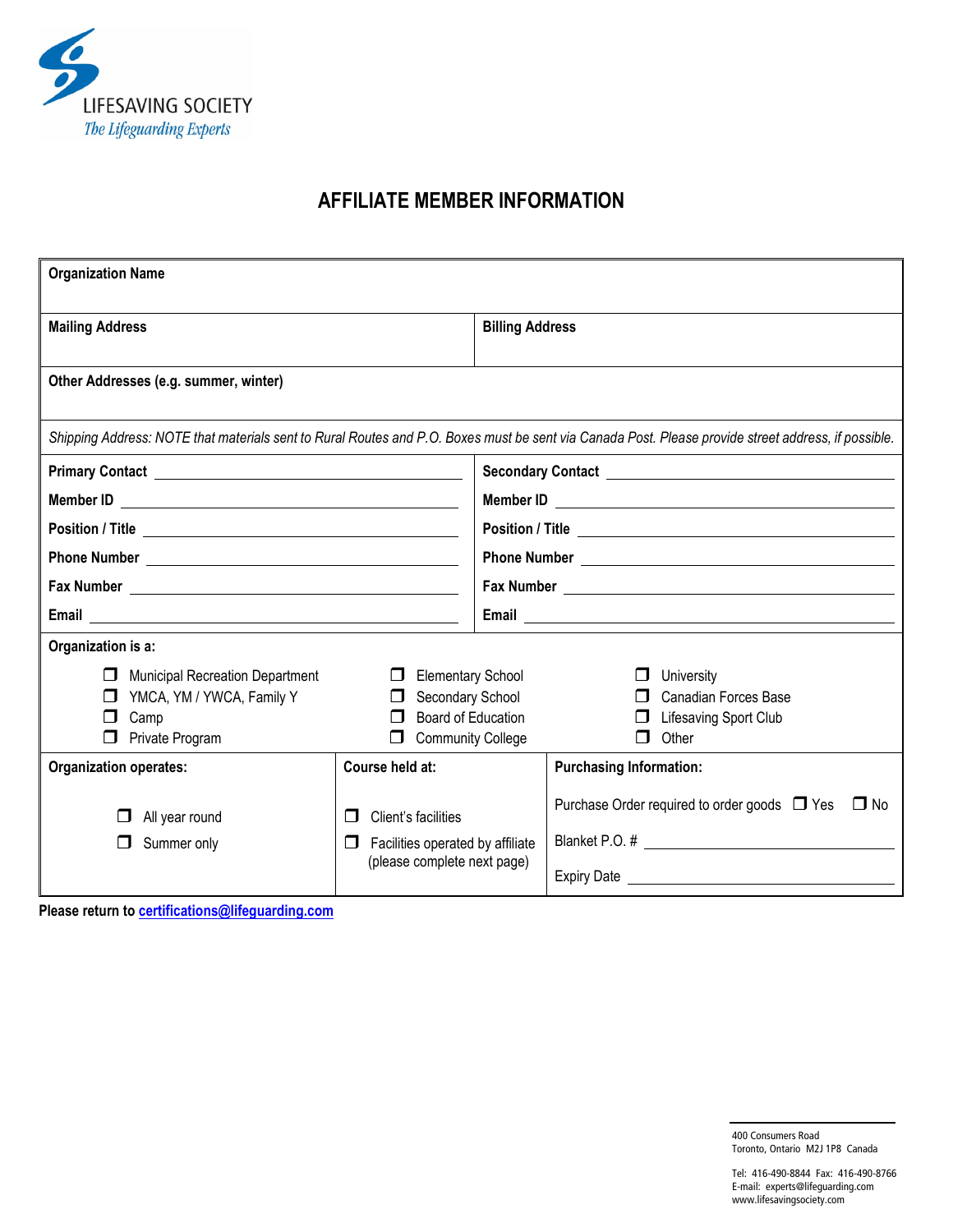LIFESAVING SOCIETY
*The Lifeguarding Experts*

# AFFILIATE MEMBER INFORMATION

**Organization Name**

| **Mailing Address** | **Billing Address** |
|---|---|
| | |

**Other Addresses (e.g. summer, winter)**

*Shipping Address: NOTE that materials sent to Rural Routes and P.O. Boxes must be sent via Canada Post. Please provide street address, if possible.*

| | |
|---|---|
| **Primary Contact** ______________________ | **Secondary Contact** ______________________ |
| **Member ID** ______________________ | **Member ID** ______________________ |
| **Position / Title** ______________________ | **Position / Title** ______________________ |
| **Phone Number** ______________________ | **Phone Number** ______________________ |
| **Fax Number** ______________________ | **Fax Number** ______________________ |
| **Email** ______________________ | **Email** ______________________ |

**Organization is a:**

| | | |
|---|---|---|
| ❐ Municipal Recreation Department | ❐ Elementary School | ❐ University |
| ❐ YMCA, YM / YWCA, Family Y | ❐ Secondary School | ❐ Canadian Forces Base |
| ❐ Camp | ❐ Board of Education | ❐ Lifesaving Sport Club |
| ❐ Private Program | ❐ Community College | ❐ Other |

| **Organization operates:** | **Course held at:** | **Purchasing Information:** |
|---|---|---|
| ❐ All year round | ❐ Client's facilities | Purchase Order required to order goods ❐ Yes ❐ No |
| ❐ Summer only | ❐ Facilities operated by affiliate (please complete next page) | Blanket P.O. # ______________________ |
| | | Expiry Date ______________________ |

**Please return to certifications@lifeguarding.com**

400 Consumers Road
Toronto, Ontario M2J 1P8 Canada

Tel: 416-490-8844 Fax: 416-490-8766
E-mail: experts@lifeguarding.com
www.lifesavingsociety.com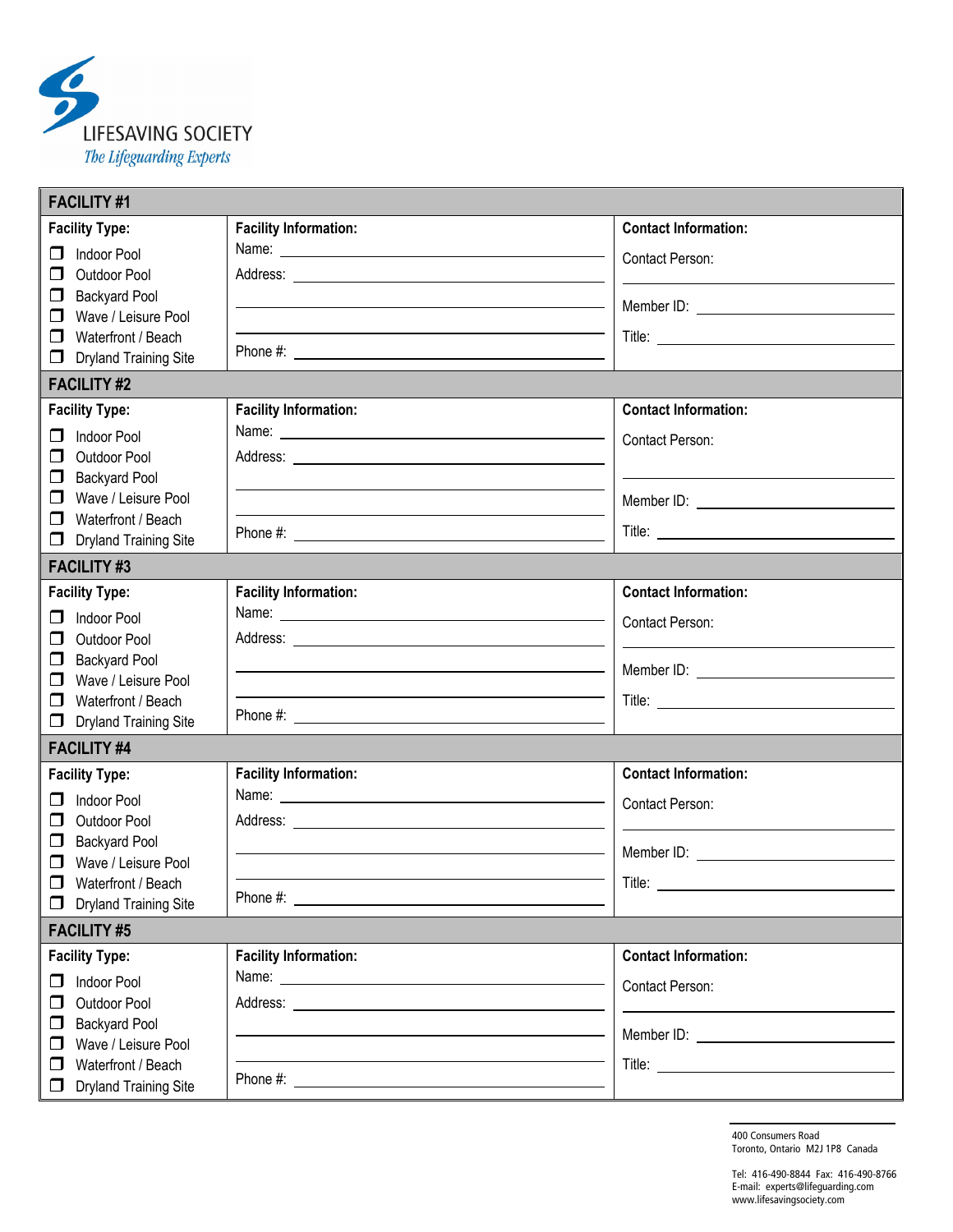LIFESAVING SOCIETY
*The Lifeguarding Experts*

| FACILITY #1 | | |
|---|---|---|
| **Facility Type:**<br>☐ Indoor Pool<br>☐ Outdoor Pool<br>☐ Backyard Pool<br>☐ Wave / Leisure Pool<br>☐ Waterfront / Beach<br>☐ Dryland Training Site | **Facility Information:**<br>Name: ______<br>Address: ______<br>______<br>______<br>Phone #: ______ | **Contact Information:**<br>Contact Person:<br>______<br>Member ID: ______<br>Title: ______ |
| **FACILITY #2** | | |
| **Facility Type:**<br>☐ Indoor Pool<br>☐ Outdoor Pool<br>☐ Backyard Pool<br>☐ Wave / Leisure Pool<br>☐ Waterfront / Beach<br>☐ Dryland Training Site | **Facility Information:**<br>Name: ______<br>Address: ______<br>______<br>______<br>Phone #: ______ | **Contact Information:**<br>Contact Person:<br>______<br>Member ID: ______<br>Title: ______ |
| **FACILITY #3** | | |
| **Facility Type:**<br>☐ Indoor Pool<br>☐ Outdoor Pool<br>☐ Backyard Pool<br>☐ Wave / Leisure Pool<br>☐ Waterfront / Beach<br>☐ Dryland Training Site | **Facility Information:**<br>Name: ______<br>Address: ______<br>______<br>______<br>Phone #: ______ | **Contact Information:**<br>Contact Person:<br>______<br>Member ID: ______<br>Title: ______ |
| **FACILITY #4** | | |
| **Facility Type:**<br>☐ Indoor Pool<br>☐ Outdoor Pool<br>☐ Backyard Pool<br>☐ Wave / Leisure Pool<br>☐ Waterfront / Beach<br>☐ Dryland Training Site | **Facility Information:**<br>Name: ______<br>Address: ______<br>______<br>______<br>Phone #: ______ | **Contact Information:**<br>Contact Person:<br>______<br>Member ID: ______<br>Title: ______ |
| **FACILITY #5** | | |
| **Facility Type:**<br>☐ Indoor Pool<br>☐ Outdoor Pool<br>☐ Backyard Pool<br>☐ Wave / Leisure Pool<br>☐ Waterfront / Beach<br>☐ Dryland Training Site | **Facility Information:**<br>Name: ______<br>Address: ______<br>______<br>______<br>Phone #: ______ | **Contact Information:**<br>Contact Person:<br>______<br>Member ID: ______<br>Title: ______ |

400 Consumers Road
Toronto, Ontario M2J 1P8 Canada

Tel: 416-490-8844 Fax: 416-490-8766
E-mail: experts@lifeguarding.com
www.lifesavingsociety.com